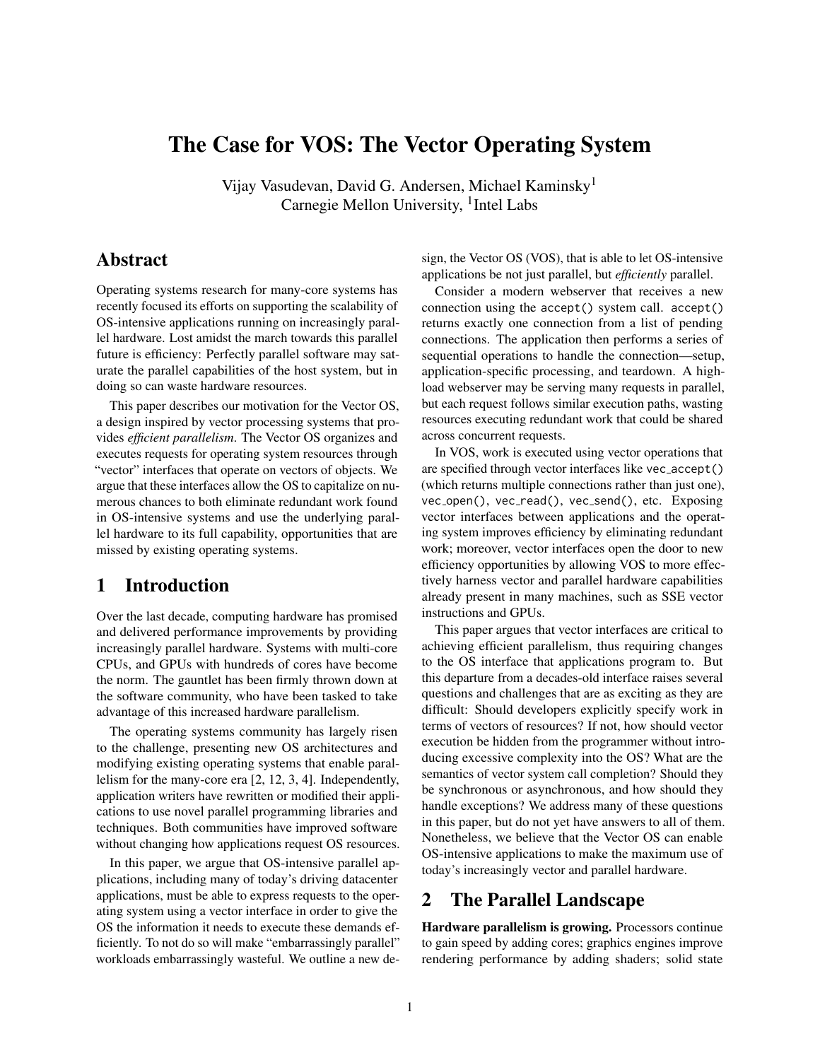# The Case for VOS: The Vector Operating System

Vijay Vasudevan, David G. Andersen, Michael Kaminsky[1]
Carnegie Mellon University, [1]Intel Labs

## Abstract

Operating systems research for many-core systems has recently focused its efforts on supporting the scalability of OS-intensive applications running on increasingly parallel hardware. Lost amidst the march towards this parallel future is efficiency: Perfectly parallel software may saturate the parallel capabilities of the host system, but in doing so can waste hardware resources.

This paper describes our motivation for the Vector OS, a design inspired by vector processing systems that provides *efficient parallelism*. The Vector OS organizes and executes requests for operating system resources through "vector" interfaces that operate on vectors of objects. We argue that these interfaces allow the OS to capitalize on numerous chances to both eliminate redundant work found in OS-intensive systems and use the underlying parallel hardware to its full capability, opportunities that are missed by existing operating systems.

## 1 Introduction

Over the last decade, computing hardware has promised and delivered performance improvements by providing increasingly parallel hardware. Systems with multi-core CPUs, and GPUs with hundreds of cores have become the norm. The gauntlet has been firmly thrown down at the software community, who have been tasked to take advantage of this increased hardware parallelism.

The operating systems community has largely risen to the challenge, presenting new OS architectures and modifying existing operating systems that enable parallelism for the many-core era [2, 12, 3, 4]. Independently, application writers have rewritten or modified their applications to use novel parallel programming libraries and techniques. Both communities have improved software without changing how applications request OS resources.

In this paper, we argue that OS-intensive parallel applications, including many of today's driving datacenter applications, must be able to express requests to the operating system using a vector interface in order to give the OS the information it needs to execute these demands efficiently. To not do so will make "embarrassingly parallel" workloads embarrassingly wasteful. We outline a new design, the Vector OS (VOS), that is able to let OS-intensive applications be not just parallel, but *efficiently* parallel.

Consider a modern webserver that receives a new connection using the `accept()` system call. `accept()` returns exactly one connection from a list of pending connections. The application then performs a series of sequential operations to handle the connection—setup, application-specific processing, and teardown. A high-load webserver may be serving many requests in parallel, but each request follows similar execution paths, wasting resources executing redundant work that could be shared across concurrent requests.

In VOS, work is executed using vector operations that are specified through vector interfaces like `vec_accept()` (which returns multiple connections rather than just one), `vec_open()`, `vec_read()`, `vec_send()`, etc. Exposing vector interfaces between applications and the operating system improves efficiency by eliminating redundant work; moreover, vector interfaces open the door to new efficiency opportunities by allowing VOS to more effectively harness vector and parallel hardware capabilities already present in many machines, such as SSE vector instructions and GPUs.

This paper argues that vector interfaces are critical to achieving efficient parallelism, thus requiring changes to the OS interface that applications program to. But this departure from a decades-old interface raises several questions and challenges that are as exciting as they are difficult: Should developers explicitly specify work in terms of vectors of resources? If not, how should vector execution be hidden from the programmer without introducing excessive complexity into the OS? What are the semantics of vector system call completion? Should they be synchronous or asynchronous, and how should they handle exceptions? We address many of these questions in this paper, but do not yet have answers to all of them. Nonetheless, we believe that the Vector OS can enable OS-intensive applications to make the maximum use of today's increasingly vector and parallel hardware.

## 2 The Parallel Landscape

**Hardware parallelism is growing.** Processors continue to gain speed by adding cores; graphics engines improve rendering performance by adding shaders; solid state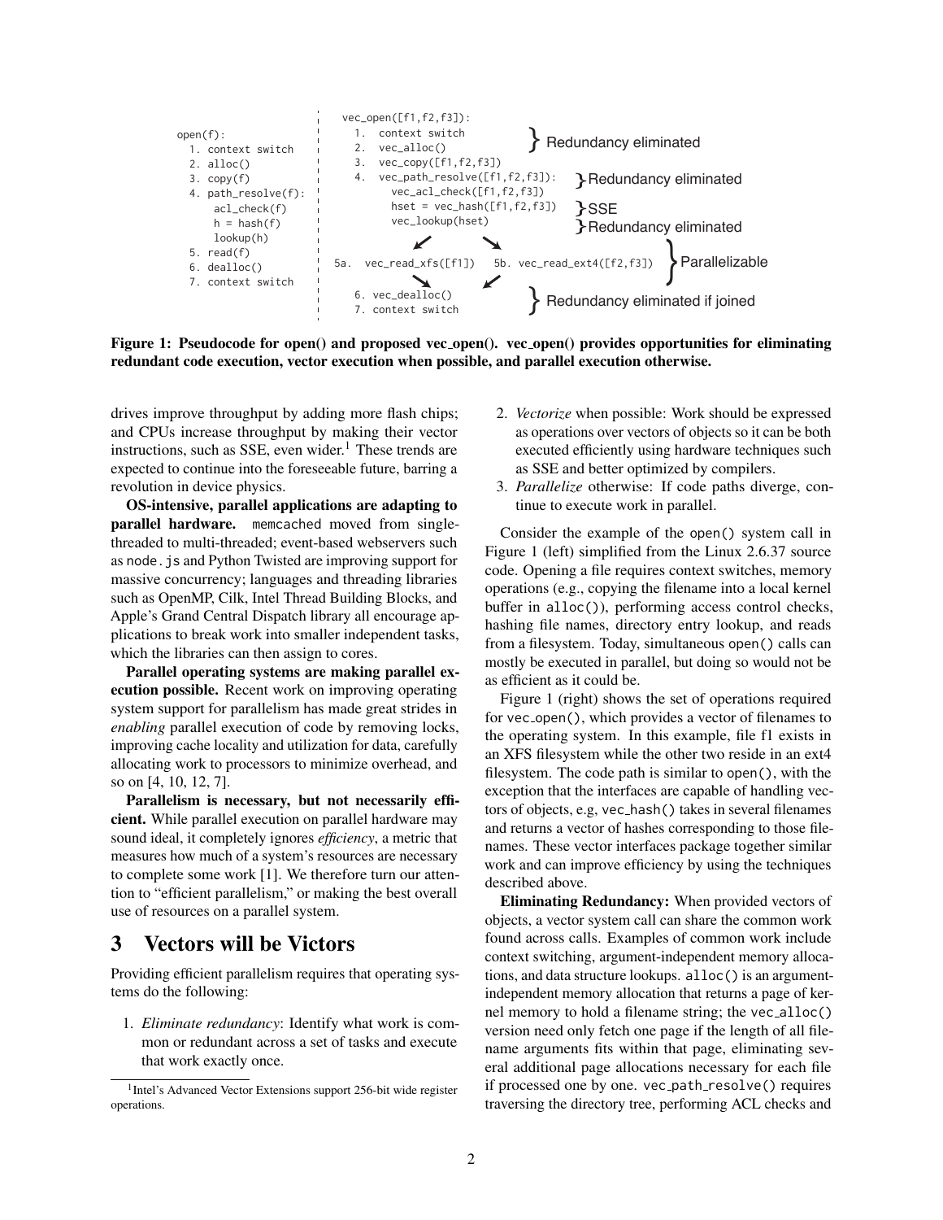```
                                    vec_open([f1,f2,f3]):
open(f):                              1.  context switch         } Redundancy eliminated
  1. context switch                   2.  vec_alloc()
  2. alloc()                          3.  vec_copy([f1,f2,f3])
  3. copy(f)                          4.  vec_path_resolve([f1,f2,f3]):  } Redundancy eliminated
  4. path_resolve(f):                       vec_acl_check([f1,f2,f3])
       acl_check(f)                         hset = vec_hash([f1,f2,f3])  } SSE
       h = hash(f)                          vec_lookup(hset)             } Redundancy eliminated
       lookup(h)
  5. read(f)                   5a. vec_read_xfs([f1])   5b. vec_read_ext4([f2,f3])  } Parallelizable
  6. dealloc()
  7. context switch                   6. vec_dealloc()           } Redundancy eliminated if joined
                                      7. context switch
```

**Figure 1: Pseudocode for open() and proposed vec_open(). vec_open() provides opportunities for eliminating redundant code execution, vector execution when possible, and parallel execution otherwise.**

drives improve throughput by adding more flash chips; and CPUs increase throughput by making their vector instructions, such as SSE, even wider.[1] These trends are expected to continue into the foreseeable future, barring a revolution in device physics.

**OS-intensive, parallel applications are adapting to parallel hardware.** memcached moved from single-threaded to multi-threaded; event-based webservers such as node.js and Python Twisted are improving support for massive concurrency; languages and threading libraries such as OpenMP, Cilk, Intel Thread Building Blocks, and Apple's Grand Central Dispatch library all encourage applications to break work into smaller independent tasks, which the libraries can then assign to cores.

**Parallel operating systems are making parallel execution possible.** Recent work on improving operating system support for parallelism has made great strides in *enabling* parallel execution of code by removing locks, improving cache locality and utilization for data, carefully allocating work to processors to minimize overhead, and so on [4, 10, 12, 7].

**Parallelism is necessary, but not necessarily efficient.** While parallel execution on parallel hardware may sound ideal, it completely ignores *efficiency*, a metric that measures how much of a system's resources are necessary to complete some work [1]. We therefore turn our attention to "efficient parallelism," or making the best overall use of resources on a parallel system.

# 3 Vectors will be Victors

Providing efficient parallelism requires that operating systems do the following:

1. *Eliminate redundancy*: Identify what work is common or redundant across a set of tasks and execute that work exactly once.
2. *Vectorize* when possible: Work should be expressed as operations over vectors of objects so it can be both executed efficiently using hardware techniques such as SSE and better optimized by compilers.
3. *Parallelize* otherwise: If code paths diverge, continue to execute work in parallel.

Consider the example of the open() system call in Figure 1 (left) simplified from the Linux 2.6.37 source code. Opening a file requires context switches, memory operations (e.g., copying the filename into a local kernel buffer in alloc()), performing access control checks, hashing file names, directory entry lookup, and reads from a filesystem. Today, simultaneous open() calls can mostly be executed in parallel, but doing so would not be as efficient as it could be.

Figure 1 (right) shows the set of operations required for vec_open(), which provides a vector of filenames to the operating system. In this example, file f1 exists in an XFS filesystem while the other two reside in an ext4 filesystem. The code path is similar to open(), with the exception that the interfaces are capable of handling vectors of objects, e.g, vec_hash() takes in several filenames and returns a vector of hashes corresponding to those filenames. These vector interfaces package together similar work and can improve efficiency by using the techniques described above.

**Eliminating Redundancy:** When provided vectors of objects, a vector system call can share the common work found across calls. Examples of common work include context switching, argument-independent memory allocations, and data structure lookups. alloc() is an argument-independent memory allocation that returns a page of kernel memory to hold a filename string; the vec_alloc() version need only fetch one page if the length of all filename arguments fits within that page, eliminating several additional page allocations necessary for each file if processed one by one. vec_path_resolve() requires traversing the directory tree, performing ACL checks and

[1] Intel's Advanced Vector Extensions support 256-bit wide register operations.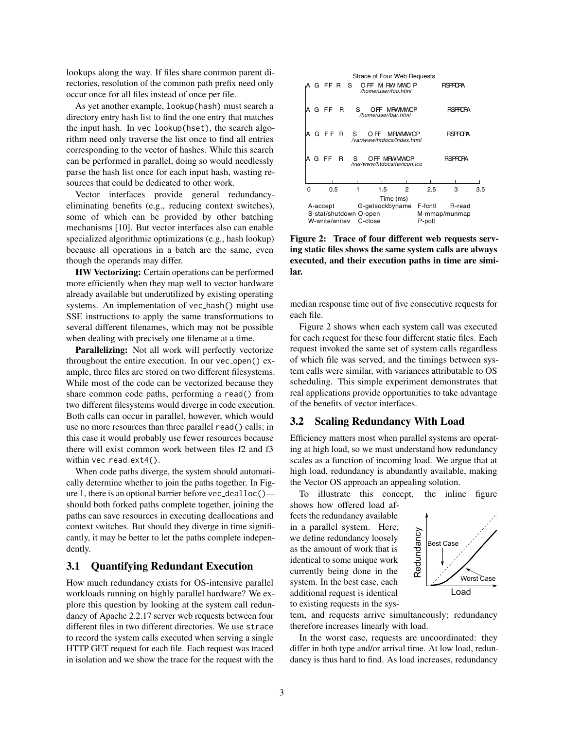lookups along the way. If files share common parent directories, resolution of the common path prefix need only occur once for all files instead of once per file.

As yet another example, lookup(hash) must search a directory entry hash list to find the one entry that matches the input hash. In vec_lookup(hset), the search algorithm need only traverse the list once to find all entries corresponding to the vector of hashes. While this search can be performed in parallel, doing so would needlessly parse the hash list once for each input hash, wasting resources that could be dedicated to other work.

Vector interfaces provide general redundancy-eliminating benefits (e.g., reducing context switches), some of which can be provided by other batching mechanisms [10]. But vector interfaces also can enable specialized algorithmic optimizations (e.g., hash lookup) because all operations in a batch are the same, even though the operands may differ.

**HW Vectorizing:** Certain operations can be performed more efficiently when they map well to vector hardware already available but underutilized by existing operating systems. An implementation of vec_hash() might use SSE instructions to apply the same transformations to several different filenames, which may not be possible when dealing with precisely one filename at a time.

**Parallelizing:** Not all work will perfectly vectorize throughout the entire execution. In our vec_open() example, three files are stored on two different filesystems. While most of the code can be vectorized because they share common code paths, performing a read() from two different filesystems would diverge in code execution. Both calls can occur in parallel, however, which would use no more resources than three parallel read() calls; in this case it would probably use fewer resources because there will exist common work between files f2 and f3 within vec_read_ext4().

When code paths diverge, the system should automatically determine whether to join the paths together. In Figure 1, there is an optional barrier before vec_dealloc()—should both forked paths complete together, joining the paths can save resources in executing deallocations and context switches. But should they diverge in time significantly, it may be better to let the paths complete independently.

## 3.1 Quantifying Redundant Execution

How much redundancy exists for OS-intensive parallel workloads running on highly parallel hardware? We explore this question by looking at the system call redundancy of Apache 2.2.17 server web requests between four different files in two different directories. We use strace to record the system calls executed when serving a single HTTP GET request for each file. Each request was traced in isolation and we show the trace for the request with the median response time out of five consecutive requests for each file.

**Figure 2: Trace of four different web requests serving static files shows the same system calls are always executed, and their execution paths in time are similar.**

Figure 2 shows when each system call was executed for each request for these four different static files. Each request invoked the same set of system calls regardless of which file was served, and the timings between system calls were similar, with variances attributable to OS scheduling. This simple experiment demonstrates that real applications provide opportunities to take advantage of the benefits of vector interfaces.

## 3.2 Scaling Redundancy With Load

Efficiency matters most when parallel systems are operating at high load, so we must understand how redundancy scales as a function of incoming load. We argue that at high load, redundancy is abundantly available, making the Vector OS approach an appealing solution.

To illustrate this concept, the inline figure shows how offered load affects the redundancy available in a parallel system. Here, we define redundancy loosely as the amount of work that is identical to some unique work currently being done in the system. In the best case, each additional request is identical to existing requests in the system, and requests arrive simultaneously; redundancy therefore increases linearly with load.

In the worst case, requests are uncoordinated: they differ in both type and/or arrival time. At low load, redundancy is thus hard to find. As load increases, redundancy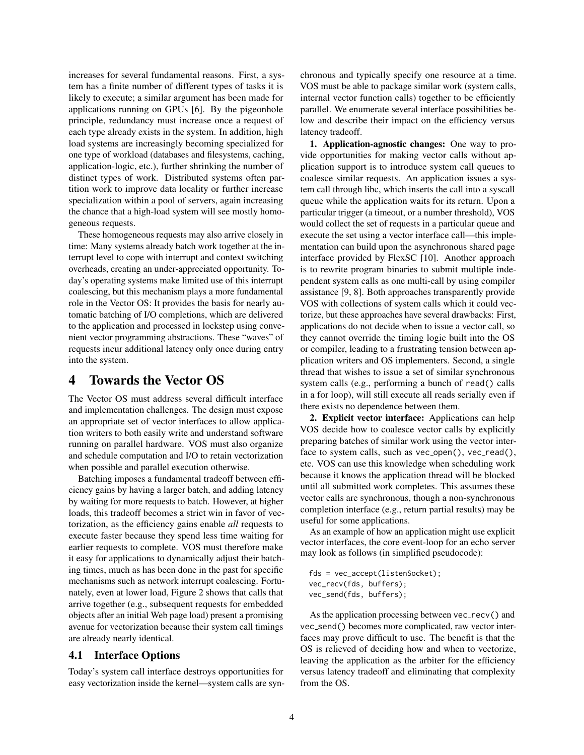increases for several fundamental reasons. First, a system has a finite number of different types of tasks it is likely to execute; a similar argument has been made for applications running on GPUs [6]. By the pigeonhole principle, redundancy must increase once a request of each type already exists in the system. In addition, high load systems are increasingly becoming specialized for one type of workload (databases and filesystems, caching, application-logic, etc.), further shrinking the number of distinct types of work. Distributed systems often partition work to improve data locality or further increase specialization within a pool of servers, again increasing the chance that a high-load system will see mostly homogeneous requests.

These homogeneous requests may also arrive closely in time: Many systems already batch work together at the interrupt level to cope with interrupt and context switching overheads, creating an under-appreciated opportunity. Today's operating systems make limited use of this interrupt coalescing, but this mechanism plays a more fundamental role in the Vector OS: It provides the basis for nearly automatic batching of I/O completions, which are delivered to the application and processed in lockstep using convenient vector programming abstractions. These "waves" of requests incur additional latency only once during entry into the system.

# 4 Towards the Vector OS

The Vector OS must address several difficult interface and implementation challenges. The design must expose an appropriate set of vector interfaces to allow application writers to both easily write and understand software running on parallel hardware. VOS must also organize and schedule computation and I/O to retain vectorization when possible and parallel execution otherwise.

Batching imposes a fundamental tradeoff between efficiency gains by having a larger batch, and adding latency by waiting for more requests to batch. However, at higher loads, this tradeoff becomes a strict win in favor of vectorization, as the efficiency gains enable *all* requests to execute faster because they spend less time waiting for earlier requests to complete. VOS must therefore make it easy for applications to dynamically adjust their batching times, much as has been done in the past for specific mechanisms such as network interrupt coalescing. Fortunately, even at lower load, Figure 2 shows that calls that arrive together (e.g., subsequent requests for embedded objects after an initial Web page load) present a promising avenue for vectorization because their system call timings are already nearly identical.

## 4.1 Interface Options

Today's system call interface destroys opportunities for easy vectorization inside the kernel—system calls are synchronous and typically specify one resource at a time. VOS must be able to package similar work (system calls, internal vector function calls) together to be efficiently parallel. We enumerate several interface possibilities below and describe their impact on the efficiency versus latency tradeoff.

**1. Application-agnostic changes:** One way to provide opportunities for making vector calls without application support is to introduce system call queues to coalesce similar requests. An application issues a system call through libc, which inserts the call into a syscall queue while the application waits for its return. Upon a particular trigger (a timeout, or a number threshold), VOS would collect the set of requests in a particular queue and execute the set using a vector interface call—this implementation can build upon the asynchronous shared page interface provided by FlexSC [10]. Another approach is to rewrite program binaries to submit multiple independent system calls as one multi-call by using compiler assistance [9, 8]. Both approaches transparently provide VOS with collections of system calls which it could vectorize, but these approaches have several drawbacks: First, applications do not decide when to issue a vector call, so they cannot override the timing logic built into the OS or compiler, leading to a frustrating tension between application writers and OS implementers. Second, a single thread that wishes to issue a set of similar synchronous system calls (e.g., performing a bunch of `read()` calls in a for loop), will still execute all reads serially even if there exists no dependence between them.

**2. Explicit vector interface:** Applications can help VOS decide how to coalesce vector calls by explicitly preparing batches of similar work using the vector interface to system calls, such as `vec_open()`, `vec_read()`, etc. VOS can use this knowledge when scheduling work because it knows the application thread will be blocked until all submitted work completes. This assumes these vector calls are synchronous, though a non-synchronous completion interface (e.g., return partial results) may be useful for some applications.

As an example of how an application might use explicit vector interfaces, the core event-loop for an echo server may look as follows (in simplified pseudocode):

```
fds = vec_accept(listenSocket);
vec_recv(fds, buffers);
vec_send(fds, buffers);
```

As the application processing between `vec_recv()` and `vec_send()` becomes more complicated, raw vector interfaces may prove difficult to use. The benefit is that the OS is relieved of deciding how and when to vectorize, leaving the application as the arbiter for the efficiency versus latency tradeoff and eliminating that complexity from the OS.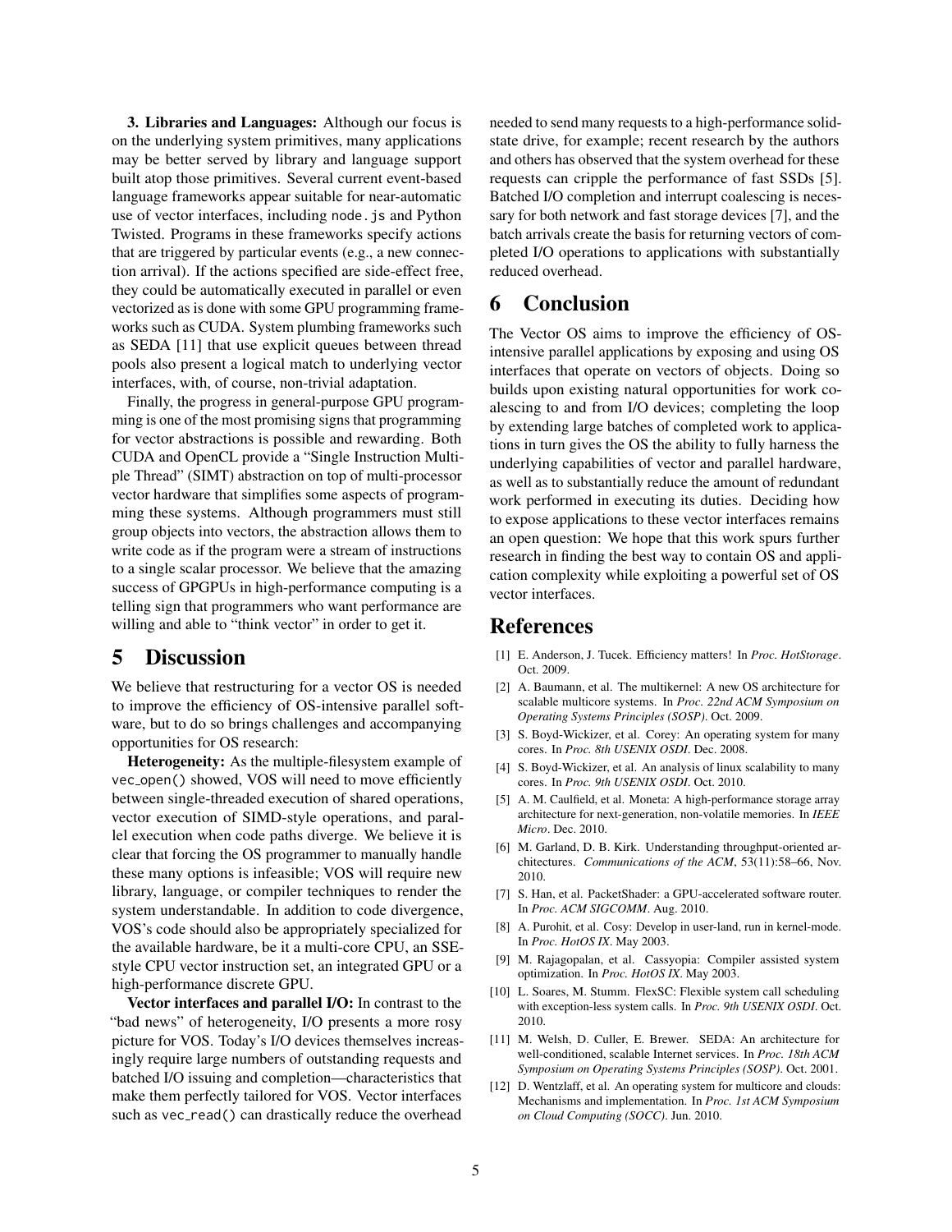**3. Libraries and Languages:** Although our focus is on the underlying system primitives, many applications may be better served by library and language support built atop those primitives. Several current event-based language frameworks appear suitable for near-automatic use of vector interfaces, including `node.js` and Python Twisted. Programs in these frameworks specify actions that are triggered by particular events (e.g., a new connection arrival). If the actions specified are side-effect free, they could be automatically executed in parallel or even vectorized as is done with some GPU programming frameworks such as CUDA. System plumbing frameworks such as SEDA [11] that use explicit queues between thread pools also present a logical match to underlying vector interfaces, with, of course, non-trivial adaptation.

Finally, the progress in general-purpose GPU programming is one of the most promising signs that programming for vector abstractions is possible and rewarding. Both CUDA and OpenCL provide a "Single Instruction Multiple Thread" (SIMT) abstraction on top of multi-processor vector hardware that simplifies some aspects of programming these systems. Although programmers must still group objects into vectors, the abstraction allows them to write code as if the program were a stream of instructions to a single scalar processor. We believe that the amazing success of GPGPUs in high-performance computing is a telling sign that programmers who want performance are willing and able to "think vector" in order to get it.

# 5 Discussion

We believe that restructuring for a vector OS is needed to improve the efficiency of OS-intensive parallel software, but to do so brings challenges and accompanying opportunities for OS research:

**Heterogeneity:** As the multiple-filesystem example of `vec_open()` showed, VOS will need to move efficiently between single-threaded execution of shared operations, vector execution of SIMD-style operations, and parallel execution when code paths diverge. We believe it is clear that forcing the OS programmer to manually handle these many options is infeasible; VOS will require new library, language, or compiler techniques to render the system understandable. In addition to code divergence, VOS's code should also be appropriately specialized for the available hardware, be it a multi-core CPU, an SSE-style CPU vector instruction set, an integrated GPU or a high-performance discrete GPU.

**Vector interfaces and parallel I/O:** In contrast to the "bad news" of heterogeneity, I/O presents a more rosy picture for VOS. Today's I/O devices themselves increasingly require large numbers of outstanding requests and batched I/O issuing and completion—characteristics that make them perfectly tailored for VOS. Vector interfaces such as `vec_read()` can drastically reduce the overhead needed to send many requests to a high-performance solid-state drive, for example; recent research by the authors and others has observed that the system overhead for these requests can cripple the performance of fast SSDs [5]. Batched I/O completion and interrupt coalescing is necessary for both network and fast storage devices [7], and the batch arrivals create the basis for returning vectors of completed I/O operations to applications with substantially reduced overhead.

# 6 Conclusion

The Vector OS aims to improve the efficiency of OS-intensive parallel applications by exposing and using OS interfaces that operate on vectors of objects. Doing so builds upon existing natural opportunities for work coalescing to and from I/O devices; completing the loop by extending large batches of completed work to applications in turn gives the OS the ability to fully harness the underlying capabilities of vector and parallel hardware, as well as to substantially reduce the amount of redundant work performed in executing its duties. Deciding how to expose applications to these vector interfaces remains an open question: We hope that this work spurs further research in finding the best way to contain OS and application complexity while exploiting a powerful set of OS vector interfaces.

# References

[1] E. Anderson, J. Tucek. Efficiency matters! In *Proc. HotStorage*. Oct. 2009.

[2] A. Baumann, et al. The multikernel: A new OS architecture for scalable multicore systems. In *Proc. 22nd ACM Symposium on Operating Systems Principles (SOSP)*. Oct. 2009.

[3] S. Boyd-Wickizer, et al. Corey: An operating system for many cores. In *Proc. 8th USENIX OSDI*. Dec. 2008.

[4] S. Boyd-Wickizer, et al. An analysis of linux scalability to many cores. In *Proc. 9th USENIX OSDI*. Oct. 2010.

[5] A. M. Caulfield, et al. Moneta: A high-performance storage array architecture for next-generation, non-volatile memories. In *IEEE Micro*. Dec. 2010.

[6] M. Garland, D. B. Kirk. Understanding throughput-oriented architectures. *Communications of the ACM*, 53(11):58–66, Nov. 2010.

[7] S. Han, et al. PacketShader: a GPU-accelerated software router. In *Proc. ACM SIGCOMM*. Aug. 2010.

[8] A. Purohit, et al. Cosy: Develop in user-land, run in kernel-mode. In *Proc. HotOS IX*. May 2003.

[9] M. Rajagopalan, et al. Cassyopia: Compiler assisted system optimization. In *Proc. HotOS IX*. May 2003.

[10] L. Soares, M. Stumm. FlexSC: Flexible system call scheduling with exception-less system calls. In *Proc. 9th USENIX OSDI*. Oct. 2010.

[11] M. Welsh, D. Culler, E. Brewer. SEDA: An architecture for well-conditioned, scalable Internet services. In *Proc. 18th ACM Symposium on Operating Systems Principles (SOSP)*. Oct. 2001.

[12] D. Wentzlaff, et al. An operating system for multicore and clouds: Mechanisms and implementation. In *Proc. 1st ACM Symposium on Cloud Computing (SOCC)*. Jun. 2010.